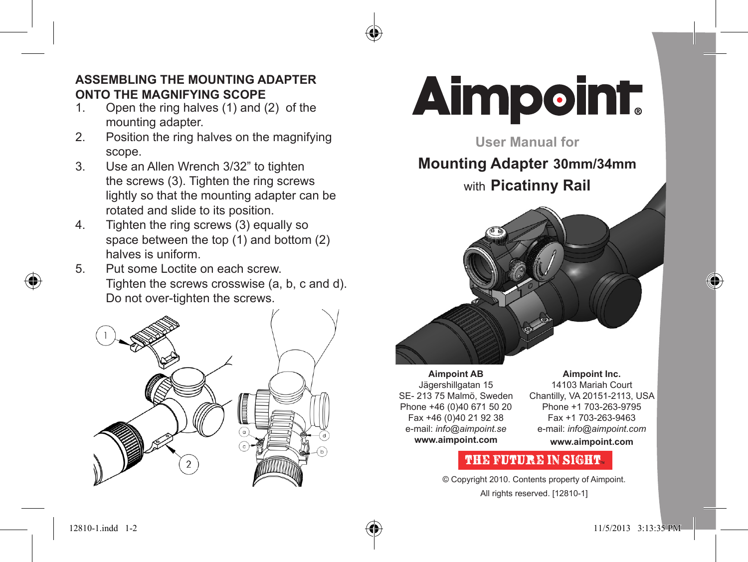## ASSEMBLING THE MOUNTING ADAPTER ONTO THE MAGNIFYING SCOPE

1. Open the ring halves (1) and (2) of the mounting adapter.
2. Position the ring halves on the magnifying scope.
3. Use an Allen Wrench 3/32” to tighten the screws (3). Tighten the ring screws lightly so that the mounting adapter can be rotated and slide to its position.
4. Tighten the ring screws (3) equally so space between the top (1) and bottom (2) halves is uniform.
5. Put some Loctite on each screw.
   Tighten the screws crosswise (a, b, c and d).
   Do not over-tighten the screws.

# Aimpoint®

User Manual for

**Mounting Adapter 30mm/34mm**

with **Picatinny Rail**

**Aimpoint AB**
Jägershillgatan 15
SE- 213 75 Malmö, Sweden
Phone +46 (0)40 671 50 20
Fax +46 (0)40 21 92 38
e-mail: *info@aimpoint.se*
**www.aimpoint.com**

**Aimpoint Inc.**
14103 Mariah Court
Chantilly, VA 20151-2113, USA
Phone +1 703-263-9795
Fax +1 703-263-9463
e-mail: *info@aimpoint.com*
**www.aimpoint.com**

THE FUTURE IN SIGHT™

© Copyright 2010. Contents property of Aimpoint.
All rights reserved. [12810-1]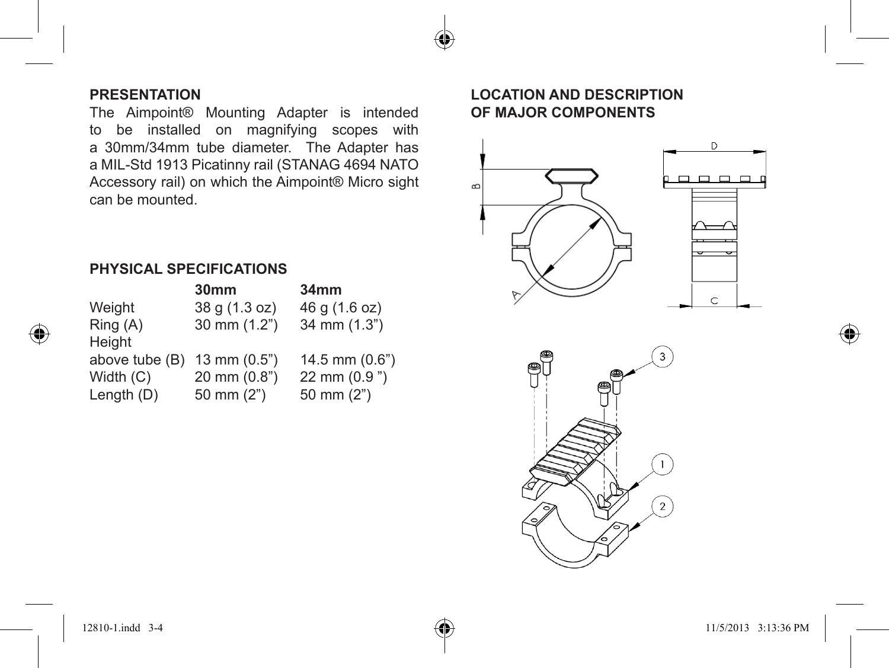## PRESENTATION

The Aimpoint® Mounting Adapter is intended to be installed on magnifying scopes with a 30mm/34mm tube diameter. The Adapter has a MIL-Std 1913 Picatinny rail (STANAG 4694 NATO Accessory rail) on which the Aimpoint® Micro sight can be mounted.

## PHYSICAL SPECIFICATIONS

| | 30mm | 34mm |
|---|---|---|
| Weight | 38 g (1.3 oz) | 46 g (1.6 oz) |
| Ring (A) | 30 mm (1.2”) | 34 mm (1.3”) |
| Height above tube (B) | 13 mm (0.5”) | 14.5 mm (0.6”) |
| Width (C) | 20 mm (0.8”) | 22 mm (0.9 ”) |
| Length (D) | 50 mm (2”) | 50 mm (2”) |

## LOCATION AND DESCRIPTION OF MAJOR COMPONENTS

B

D

A

C

3

1

2